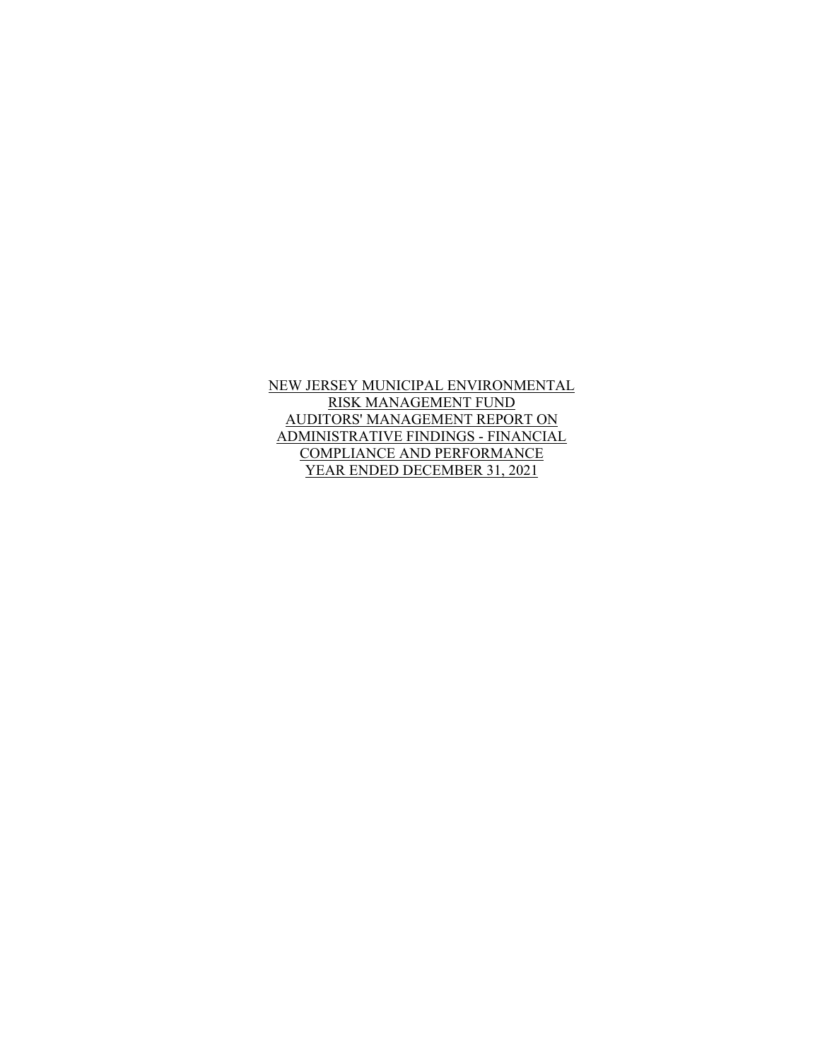NEW JERSEY MUNICIPAL ENVIRONMENTAL
RISK MANAGEMENT FUND
AUDITORS' MANAGEMENT REPORT ON
ADMINISTRATIVE FINDINGS - FINANCIAL
COMPLIANCE AND PERFORMANCE
YEAR ENDED DECEMBER 31, 2021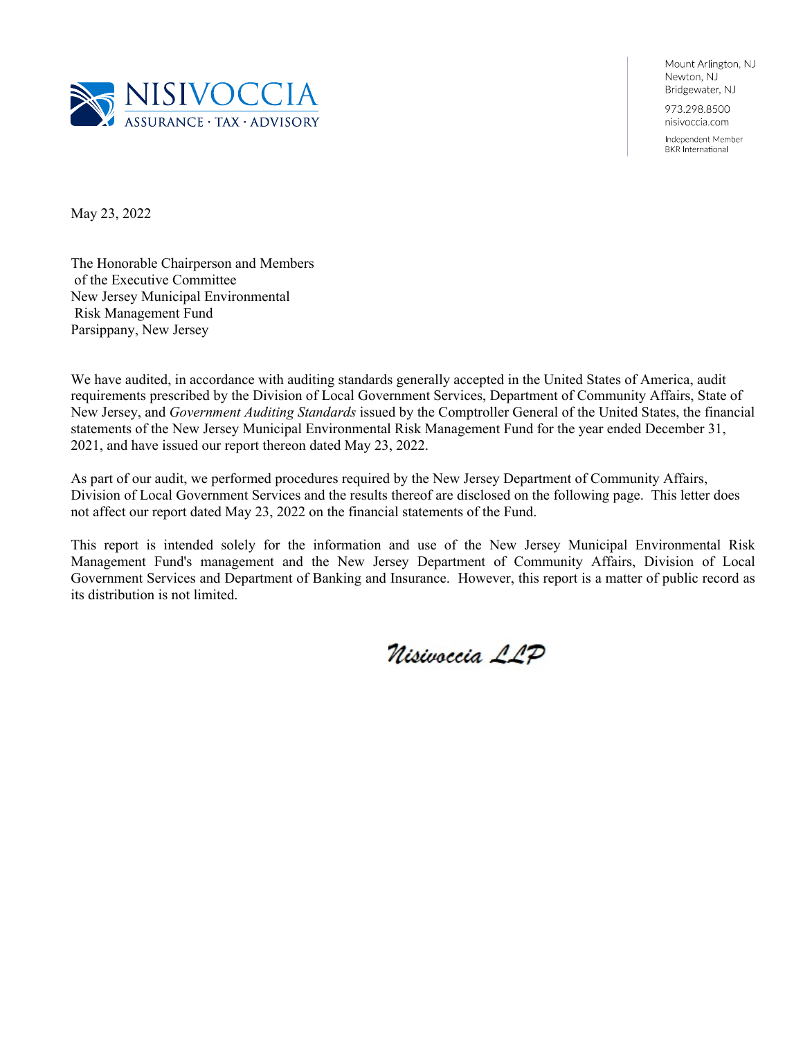**NISIVOCCIA**
ASSURANCE · TAX · ADVISORY

Mount Arlington, NJ
Newton, NJ
Bridgewater, NJ
973.298.8500
nisivoccia.com
Independent Member
BKR International

May 23, 2022

The Honorable Chairperson and Members
of the Executive Committee
New Jersey Municipal Environmental
Risk Management Fund
Parsippany, New Jersey

We have audited, in accordance with auditing standards generally accepted in the United States of America, audit requirements prescribed by the Division of Local Government Services, Department of Community Affairs, State of New Jersey, and *Government Auditing Standards* issued by the Comptroller General of the United States, the financial statements of the New Jersey Municipal Environmental Risk Management Fund for the year ended December 31, 2021, and have issued our report thereon dated May 23, 2022.

As part of our audit, we performed procedures required by the New Jersey Department of Community Affairs, Division of Local Government Services and the results thereof are disclosed on the following page. This letter does not affect our report dated May 23, 2022 on the financial statements of the Fund.

This report is intended solely for the information and use of the New Jersey Municipal Environmental Risk Management Fund's management and the New Jersey Department of Community Affairs, Division of Local Government Services and Department of Banking and Insurance. However, this report is a matter of public record as its distribution is not limited.

*Nisivoccia LLP*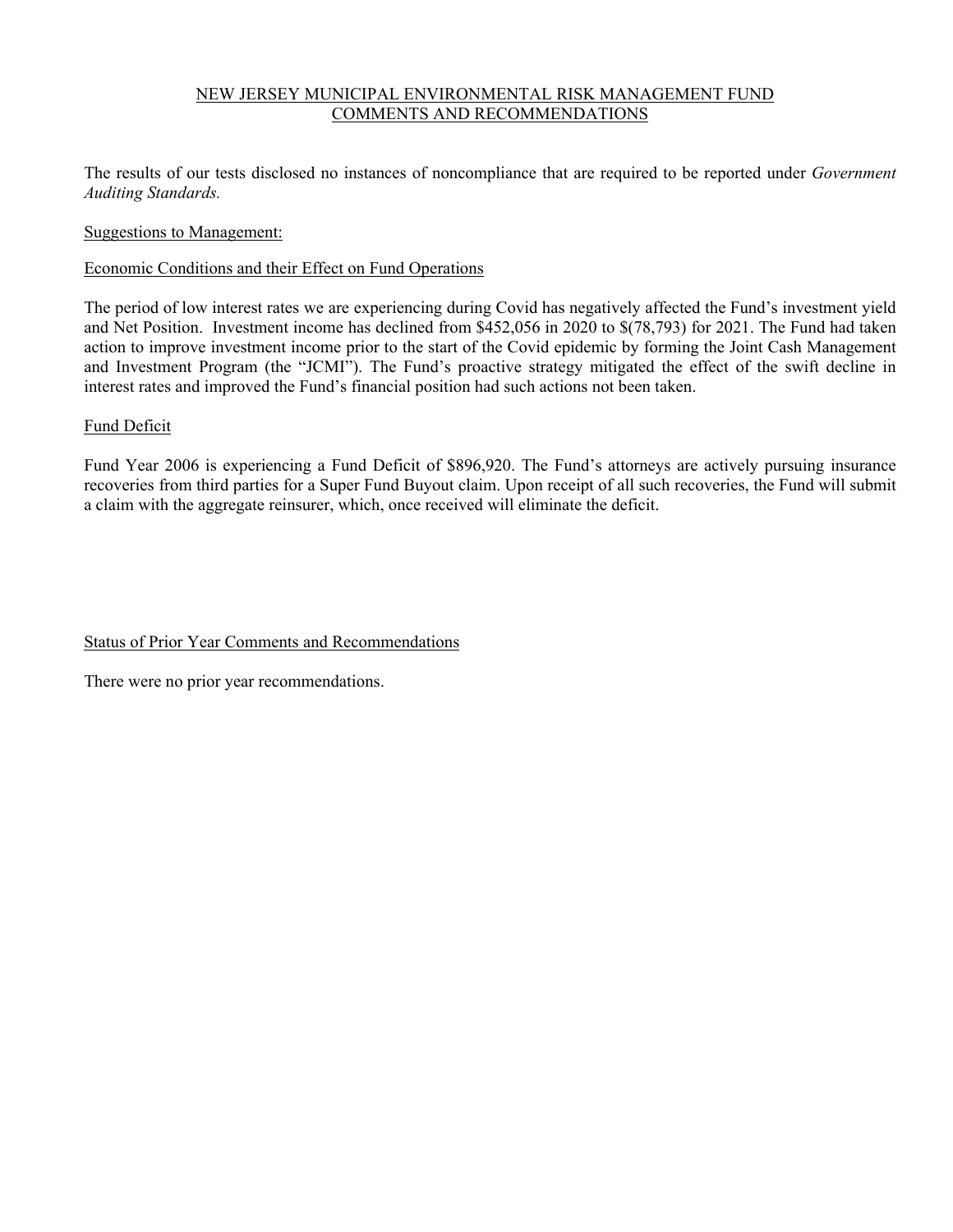# NEW JERSEY MUNICIPAL ENVIRONMENTAL RISK MANAGEMENT FUND
# COMMENTS AND RECOMMENDATIONS

The results of our tests disclosed no instances of noncompliance that are required to be reported under *Government Auditing Standards.*

## Suggestions to Management:

### Economic Conditions and their Effect on Fund Operations

The period of low interest rates we are experiencing during Covid has negatively affected the Fund's investment yield and Net Position. Investment income has declined from $452,056 in 2020 to $(78,793) for 2021. The Fund had taken action to improve investment income prior to the start of the Covid epidemic by forming the Joint Cash Management and Investment Program (the "JCMI"). The Fund's proactive strategy mitigated the effect of the swift decline in interest rates and improved the Fund's financial position had such actions not been taken.

### Fund Deficit

Fund Year 2006 is experiencing a Fund Deficit of $896,920. The Fund's attorneys are actively pursuing insurance recoveries from third parties for a Super Fund Buyout claim. Upon receipt of all such recoveries, the Fund will submit a claim with the aggregate reinsurer, which, once received will eliminate the deficit.

## Status of Prior Year Comments and Recommendations

There were no prior year recommendations.